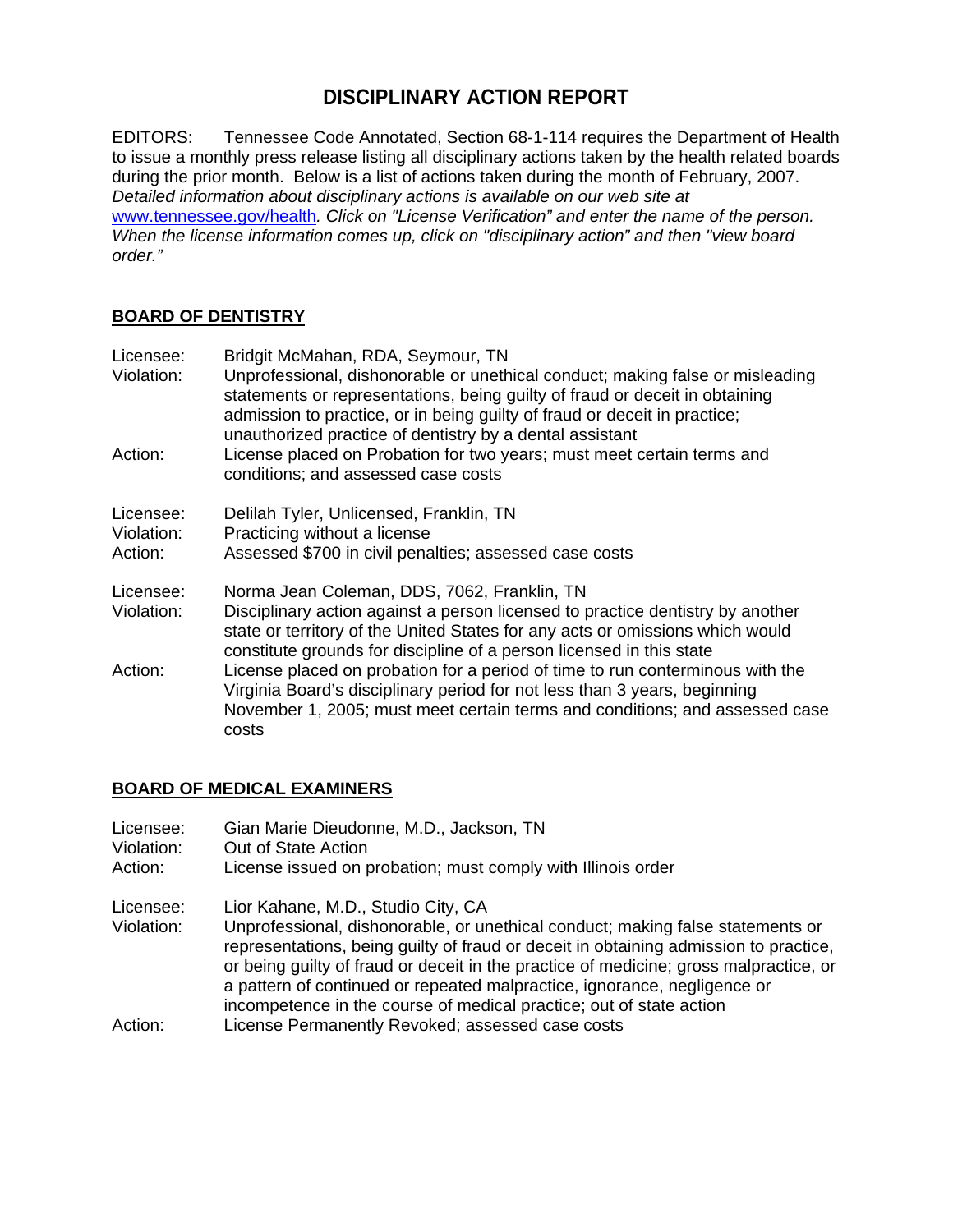# DISCIPLINARY ACTION REPORT

EDITORS: Tennessee Code Annotated, Section 68-1-114 requires the Department of Health to issue a monthly press release listing all disciplinary actions taken by the health related boards during the prior month. Below is a list of actions taken during the month of February, 2007. *Detailed information about disciplinary actions is available on our web site at* [www.tennessee.gov/health](http://www.tennessee.gov/health)*. Click on "License Verification" and enter the name of the person. When the license information comes up, click on "disciplinary action" and then "view board order."*

## BOARD OF DENTISTRY

Licensee: Bridgit McMahan, RDA, Seymour, TN
Violation: Unprofessional, dishonorable or unethical conduct; making false or misleading statements or representations, being guilty of fraud or deceit in obtaining admission to practice, or in being guilty of fraud or deceit in practice; unauthorized practice of dentistry by a dental assistant
Action: License placed on Probation for two years; must meet certain terms and conditions; and assessed case costs

Licensee: Delilah Tyler, Unlicensed, Franklin, TN
Violation: Practicing without a license
Action: Assessed $700 in civil penalties; assessed case costs

Licensee: Norma Jean Coleman, DDS, 7062, Franklin, TN
Violation: Disciplinary action against a person licensed to practice dentistry by another state or territory of the United States for any acts or omissions which would constitute grounds for discipline of a person licensed in this state
Action: License placed on probation for a period of time to run conterminous with the Virginia Board's disciplinary period for not less than 3 years, beginning November 1, 2005; must meet certain terms and conditions; and assessed case costs

## BOARD OF MEDICAL EXAMINERS

Licensee: Gian Marie Dieudonne, M.D., Jackson, TN
Violation: Out of State Action
Action: License issued on probation; must comply with Illinois order

Licensee: Lior Kahane, M.D., Studio City, CA
Violation: Unprofessional, dishonorable, or unethical conduct; making false statements or representations, being guilty of fraud or deceit in obtaining admission to practice, or being guilty of fraud or deceit in the practice of medicine; gross malpractice, or a pattern of continued or repeated malpractice, ignorance, negligence or incompetence in the course of medical practice; out of state action
Action: License Permanently Revoked; assessed case costs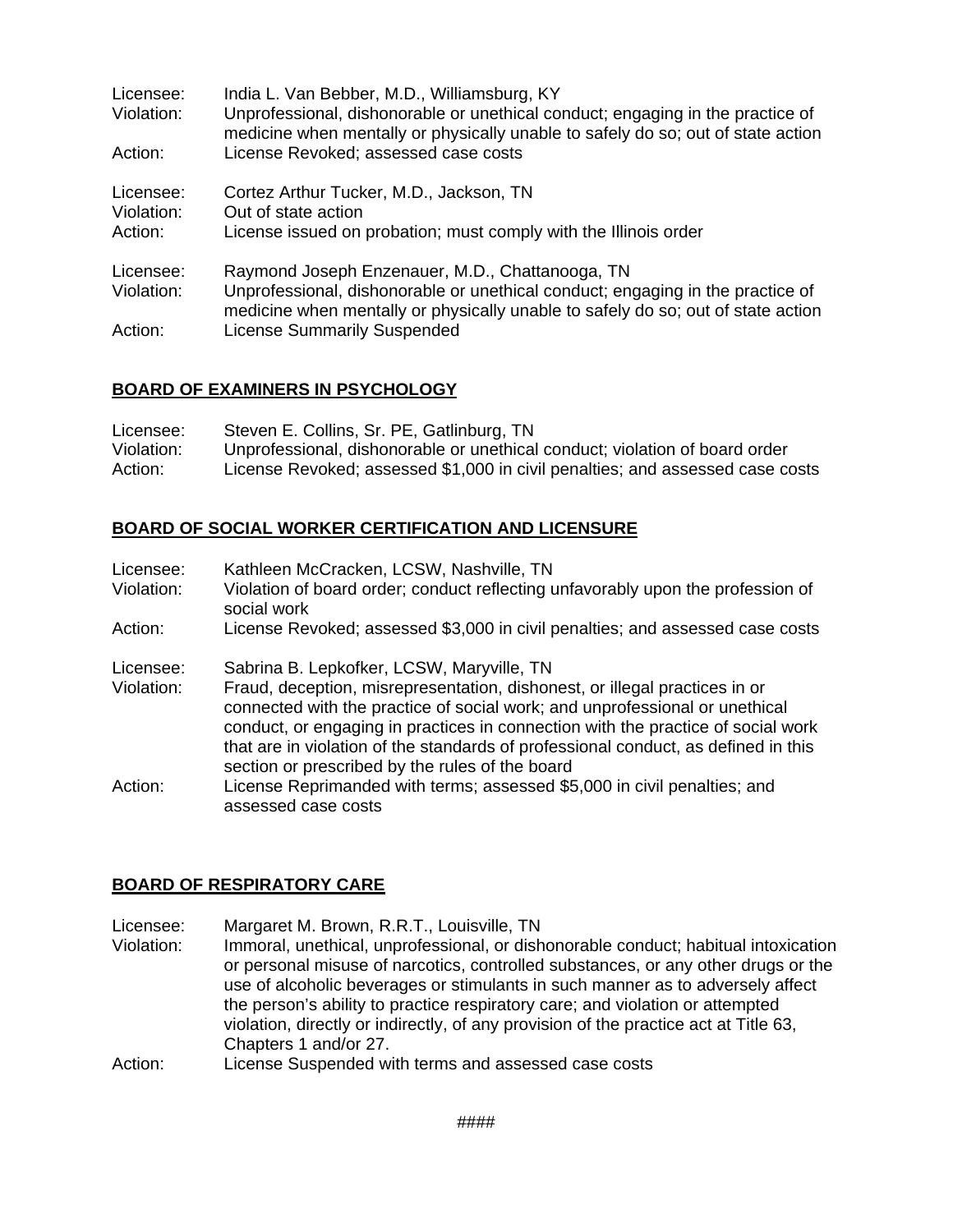Licensee: India L. Van Bebber, M.D., Williamsburg, KY
Violation: Unprofessional, dishonorable or unethical conduct; engaging in the practice of medicine when mentally or physically unable to safely do so; out of state action
Action: License Revoked; assessed case costs

Licensee: Cortez Arthur Tucker, M.D., Jackson, TN
Violation: Out of state action
Action: License issued on probation; must comply with the Illinois order

Licensee: Raymond Joseph Enzenauer, M.D., Chattanooga, TN
Violation: Unprofessional, dishonorable or unethical conduct; engaging in the practice of medicine when mentally or physically unable to safely do so; out of state action
Action: License Summarily Suspended

## BOARD OF EXAMINERS IN PSYCHOLOGY

Licensee: Steven E. Collins, Sr. PE, Gatlinburg, TN
Violation: Unprofessional, dishonorable or unethical conduct; violation of board order
Action: License Revoked; assessed $1,000 in civil penalties; and assessed case costs

## BOARD OF SOCIAL WORKER CERTIFICATION AND LICENSURE

Licensee: Kathleen McCracken, LCSW, Nashville, TN
Violation: Violation of board order; conduct reflecting unfavorably upon the profession of social work
Action: License Revoked; assessed $3,000 in civil penalties; and assessed case costs

Licensee: Sabrina B. Lepkofker, LCSW, Maryville, TN
Violation: Fraud, deception, misrepresentation, dishonest, or illegal practices in or connected with the practice of social work; and unprofessional or unethical conduct, or engaging in practices in connection with the practice of social work that are in violation of the standards of professional conduct, as defined in this section or prescribed by the rules of the board
Action: License Reprimanded with terms; assessed $5,000 in civil penalties; and assessed case costs

## BOARD OF RESPIRATORY CARE

Licensee: Margaret M. Brown, R.R.T., Louisville, TN
Violation: Immoral, unethical, unprofessional, or dishonorable conduct; habitual intoxication or personal misuse of narcotics, controlled substances, or any other drugs or the use of alcoholic beverages or stimulants in such manner as to adversely affect the person's ability to practice respiratory care; and violation or attempted violation, directly or indirectly, of any provision of the practice act at Title 63, Chapters 1 and/or 27.
Action: License Suspended with terms and assessed case costs

####